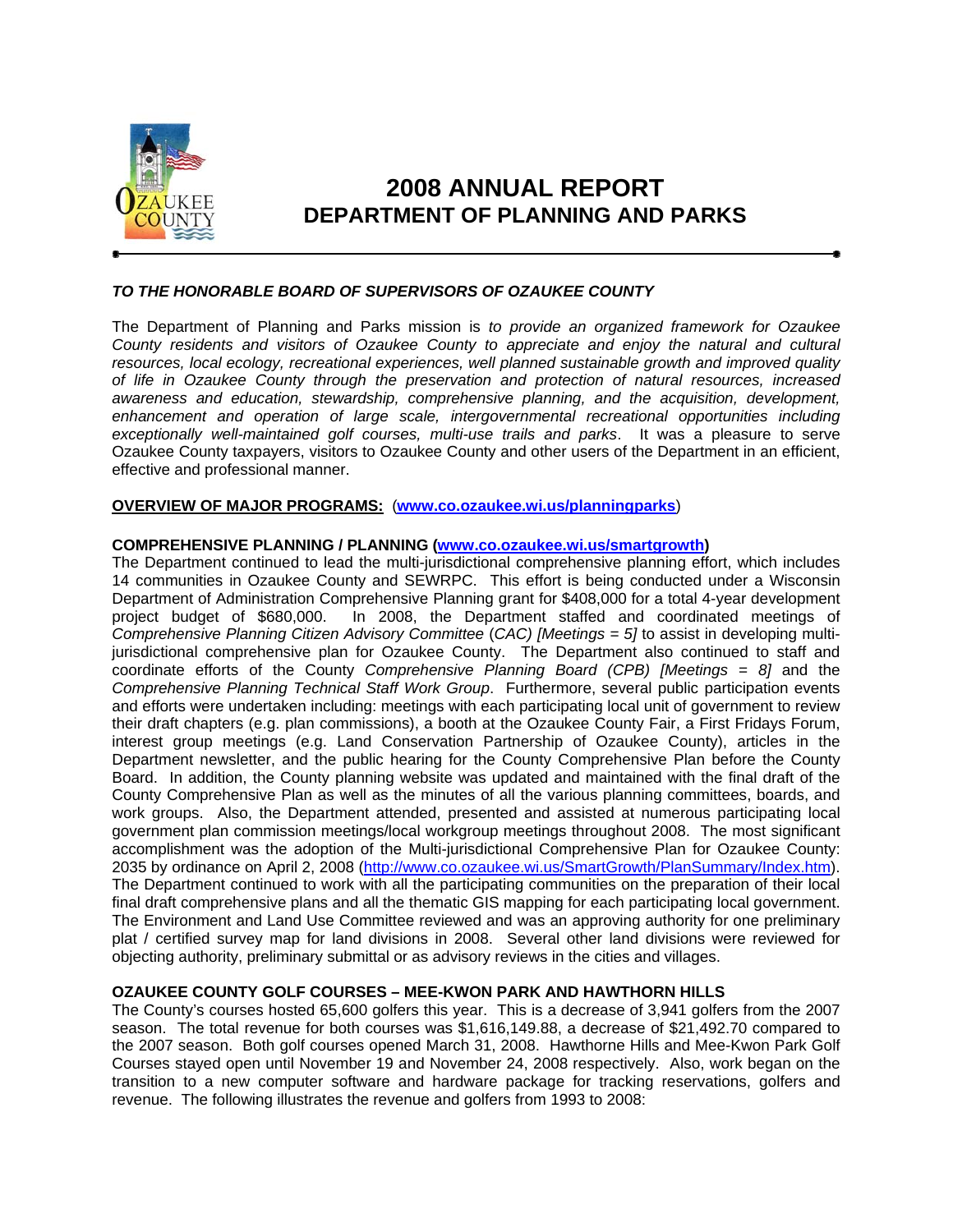# 2008 ANNUAL REPORT
## DEPARTMENT OF PLANNING AND PARKS

***TO THE HONORABLE BOARD OF SUPERVISORS OF OZAUKEE COUNTY***

The Department of Planning and Parks mission is *to provide an organized framework for Ozaukee County residents and visitors of Ozaukee County to appreciate and enjoy the natural and cultural resources, local ecology, recreational experiences, well planned sustainable growth and improved quality of life in Ozaukee County through the preservation and protection of natural resources, increased awareness and education, stewardship, comprehensive planning, and the acquisition, development, enhancement and operation of large scale, intergovernmental recreational opportunities including exceptionally well-maintained golf courses, multi-use trails and parks*. It was a pleasure to serve Ozaukee County taxpayers, visitors to Ozaukee County and other users of the Department in an efficient, effective and professional manner.

**OVERVIEW OF MAJOR PROGRAMS:** (**www.co.ozaukee.wi.us/planningparks**)

**COMPREHENSIVE PLANNING / PLANNING (www.co.ozaukee.wi.us/smartgrowth)**

The Department continued to lead the multi-jurisdictional comprehensive planning effort, which includes 14 communities in Ozaukee County and SEWRPC. This effort is being conducted under a Wisconsin Department of Administration Comprehensive Planning grant for $408,000 for a total 4-year development project budget of $680,000. In 2008, the Department staffed and coordinated meetings of *Comprehensive Planning Citizen Advisory Committee* (*CAC) [Meetings = 5]* to assist in developing multi-jurisdictional comprehensive plan for Ozaukee County. The Department also continued to staff and coordinate efforts of the County *Comprehensive Planning Board (CPB) [Meetings = 8]* and the *Comprehensive Planning Technical Staff Work Group*. Furthermore, several public participation events and efforts were undertaken including: meetings with each participating local unit of government to review their draft chapters (e.g. plan commissions), a booth at the Ozaukee County Fair, a First Fridays Forum, interest group meetings (e.g. Land Conservation Partnership of Ozaukee County), articles in the Department newsletter, and the public hearing for the County Comprehensive Plan before the County Board. In addition, the County planning website was updated and maintained with the final draft of the County Comprehensive Plan as well as the minutes of all the various planning committees, boards, and work groups. Also, the Department attended, presented and assisted at numerous participating local government plan commission meetings/local workgroup meetings throughout 2008. The most significant accomplishment was the adoption of the Multi-jurisdictional Comprehensive Plan for Ozaukee County: 2035 by ordinance on April 2, 2008 (http://www.co.ozaukee.wi.us/SmartGrowth/PlanSummary/Index.htm). The Department continued to work with all the participating communities on the preparation of their local final draft comprehensive plans and all the thematic GIS mapping for each participating local government. The Environment and Land Use Committee reviewed and was an approving authority for one preliminary plat / certified survey map for land divisions in 2008. Several other land divisions were reviewed for objecting authority, preliminary submittal or as advisory reviews in the cities and villages.

**OZAUKEE COUNTY GOLF COURSES – MEE-KWON PARK AND HAWTHORN HILLS**

The County's courses hosted 65,600 golfers this year. This is a decrease of 3,941 golfers from the 2007 season. The total revenue for both courses was $1,616,149.88, a decrease of $21,492.70 compared to the 2007 season. Both golf courses opened March 31, 2008. Hawthorne Hills and Mee-Kwon Park Golf Courses stayed open until November 19 and November 24, 2008 respectively. Also, work began on the transition to a new computer software and hardware package for tracking reservations, golfers and revenue. The following illustrates the revenue and golfers from 1993 to 2008: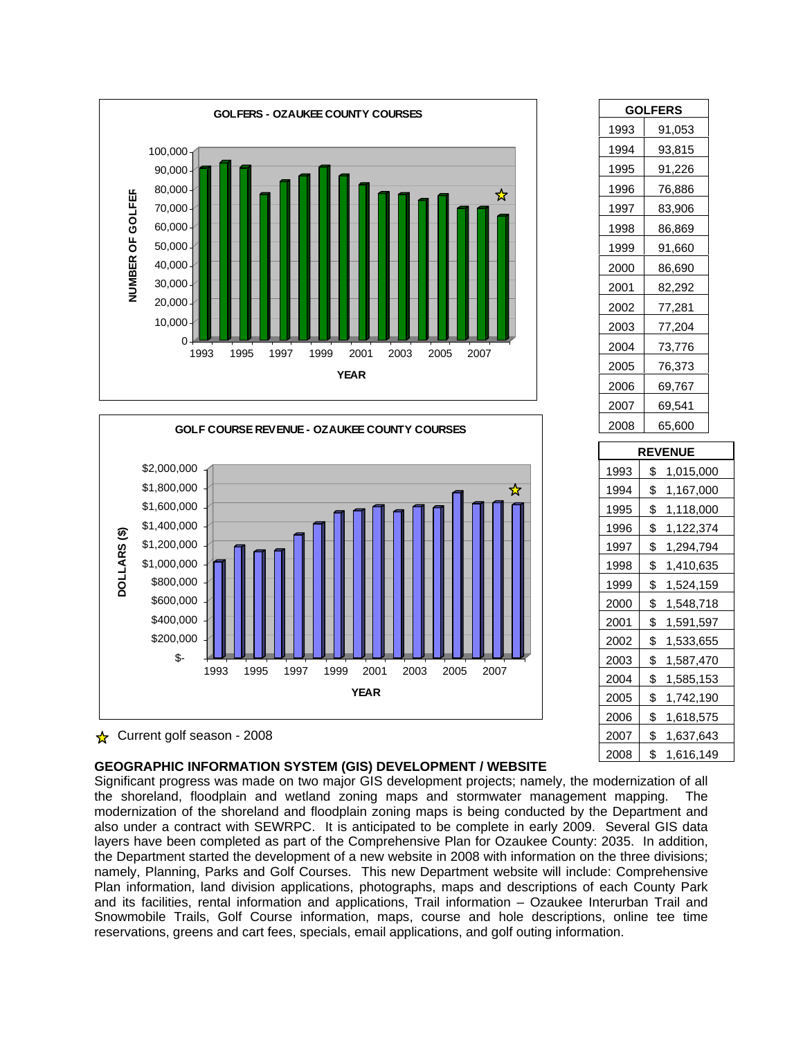GOLFERS - OZAUKEE COUNTY COURSES

GOLF COURSE REVENUE - OZAUKEE COUNTY COURSES

☆ Current golf season - 2008

| GOLFERS | |
|---|---|
| 1993 | 91,053 |
| 1994 | 93,815 |
| 1995 | 91,226 |
| 1996 | 76,886 |
| 1997 | 83,906 |
| 1998 | 86,869 |
| 1999 | 91,660 |
| 2000 | 86,690 |
| 2001 | 82,292 |
| 2002 | 77,281 |
| 2003 | 77,204 |
| 2004 | 73,776 |
| 2005 | 76,373 |
| 2006 | 69,767 |
| 2007 | 69,541 |
| 2008 | 65,600 |

| REVENUE | |
|---|---|
| 1993 | $ 1,015,000 |
| 1994 | $ 1,167,000 |
| 1995 | $ 1,118,000 |
| 1996 | $ 1,122,374 |
| 1997 | $ 1,294,794 |
| 1998 | $ 1,410,635 |
| 1999 | $ 1,524,159 |
| 2000 | $ 1,548,718 |
| 2001 | $ 1,591,597 |
| 2002 | $ 1,533,655 |
| 2003 | $ 1,587,470 |
| 2004 | $ 1,585,153 |
| 2005 | $ 1,742,190 |
| 2006 | $ 1,618,575 |
| 2007 | $ 1,637,643 |
| 2008 | $ 1,616,149 |

## GEOGRAPHIC INFORMATION SYSTEM (GIS) DEVELOPMENT / WEBSITE

Significant progress was made on two major GIS development projects; namely, the modernization of all the shoreland, floodplain and wetland zoning maps and stormwater management mapping. The modernization of the shoreland and floodplain zoning maps is being conducted by the Department and also under a contract with SEWRPC. It is anticipated to be complete in early 2009. Several GIS data layers have been completed as part of the Comprehensive Plan for Ozaukee County: 2035. In addition, the Department started the development of a new website in 2008 with information on the three divisions; namely, Planning, Parks and Golf Courses. This new Department website will include: Comprehensive Plan information, land division applications, photographs, maps and descriptions of each County Park and its facilities, rental information and applications, Trail information – Ozaukee Interurban Trail and Snowmobile Trails, Golf Course information, maps, course and hole descriptions, online tee time reservations, greens and cart fees, specials, email applications, and golf outing information.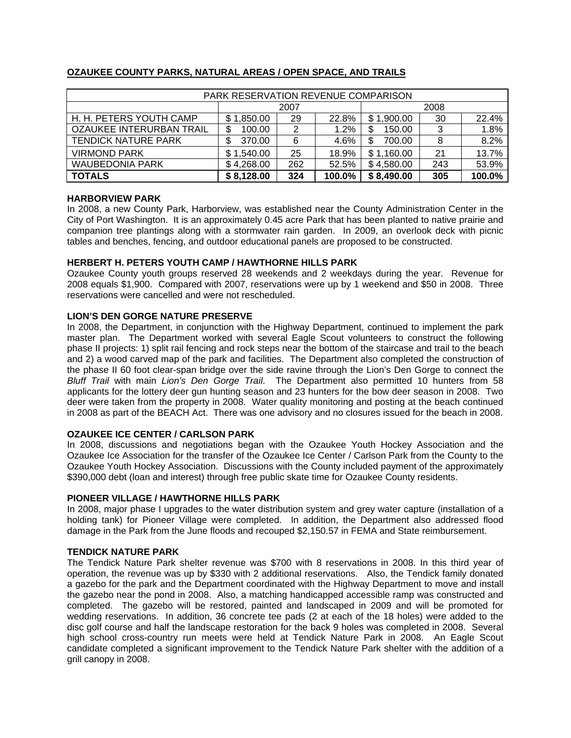**OZAUKEE COUNTY PARKS, NATURAL AREAS / OPEN SPACE, AND TRAILS**

| PARK RESERVATION REVENUE COMPARISON | | | | | | |
|---|---|---|---|---|---|---|
| | 2007 | | | 2008 | | |
| H. H. PETERS YOUTH CAMP | $ 1,850.00 | 29 | 22.8% | $ 1,900.00 | 30 | 22.4% |
| OZAUKEE INTERURBAN TRAIL | $ 100.00 | 2 | 1.2% | $ 150.00 | 3 | 1.8% |
| TENDICK NATURE PARK | $ 370.00 | 6 | 4.6% | $ 700.00 | 8 | 8.2% |
| VIRMOND PARK | $ 1,540.00 | 25 | 18.9% | $ 1,160.00 | 21 | 13.7% |
| WAUBEDONIA PARK | $ 4,268.00 | 262 | 52.5% | $ 4,580.00 | 243 | 53.9% |
| **TOTALS** | **$ 8,128.00** | **324** | **100.0%** | **$ 8,490.00** | **305** | **100.0%** |

**HARBORVIEW PARK**

In 2008, a new County Park, Harborview, was established near the County Administration Center in the City of Port Washington. It is an approximately 0.45 acre Park that has been planted to native prairie and companion tree plantings along with a stormwater rain garden. In 2009, an overlook deck with picnic tables and benches, fencing, and outdoor educational panels are proposed to be constructed.

**HERBERT H. PETERS YOUTH CAMP / HAWTHORNE HILLS PARK**

Ozaukee County youth groups reserved 28 weekends and 2 weekdays during the year. Revenue for 2008 equals $1,900. Compared with 2007, reservations were up by 1 weekend and $50 in 2008. Three reservations were cancelled and were not rescheduled.

**LION'S DEN GORGE NATURE PRESERVE**

In 2008, the Department, in conjunction with the Highway Department, continued to implement the park master plan. The Department worked with several Eagle Scout volunteers to construct the following phase II projects: 1) split rail fencing and rock steps near the bottom of the staircase and trail to the beach and 2) a wood carved map of the park and facilities. The Department also completed the construction of the phase II 60 foot clear-span bridge over the side ravine through the Lion's Den Gorge to connect the *Bluff Trail* with main *Lion's Den Gorge Trail*. The Department also permitted 10 hunters from 58 applicants for the lottery deer gun hunting season and 23 hunters for the bow deer season in 2008. Two deer were taken from the property in 2008. Water quality monitoring and posting at the beach continued in 2008 as part of the BEACH Act. There was one advisory and no closures issued for the beach in 2008.

**OZAUKEE ICE CENTER / CARLSON PARK**

In 2008, discussions and negotiations began with the Ozaukee Youth Hockey Association and the Ozaukee Ice Association for the transfer of the Ozaukee Ice Center / Carlson Park from the County to the Ozaukee Youth Hockey Association. Discussions with the County included payment of the approximately $390,000 debt (loan and interest) through free public skate time for Ozaukee County residents.

**PIONEER VILLAGE / HAWTHORNE HILLS PARK**

In 2008, major phase I upgrades to the water distribution system and grey water capture (installation of a holding tank) for Pioneer Village were completed. In addition, the Department also addressed flood damage in the Park from the June floods and recouped $2,150.57 in FEMA and State reimbursement.

**TENDICK NATURE PARK**

The Tendick Nature Park shelter revenue was $700 with 8 reservations in 2008. In this third year of operation, the revenue was up by $330 with 2 additional reservations. Also, the Tendick family donated a gazebo for the park and the Department coordinated with the Highway Department to move and install the gazebo near the pond in 2008. Also, a matching handicapped accessible ramp was constructed and completed. The gazebo will be restored, painted and landscaped in 2009 and will be promoted for wedding reservations. In addition, 36 concrete tee pads (2 at each of the 18 holes) were added to the disc golf course and half the landscape restoration for the back 9 holes was completed in 2008. Several high school cross-country run meets were held at Tendick Nature Park in 2008. An Eagle Scout candidate completed a significant improvement to the Tendick Nature Park shelter with the addition of a grill canopy in 2008.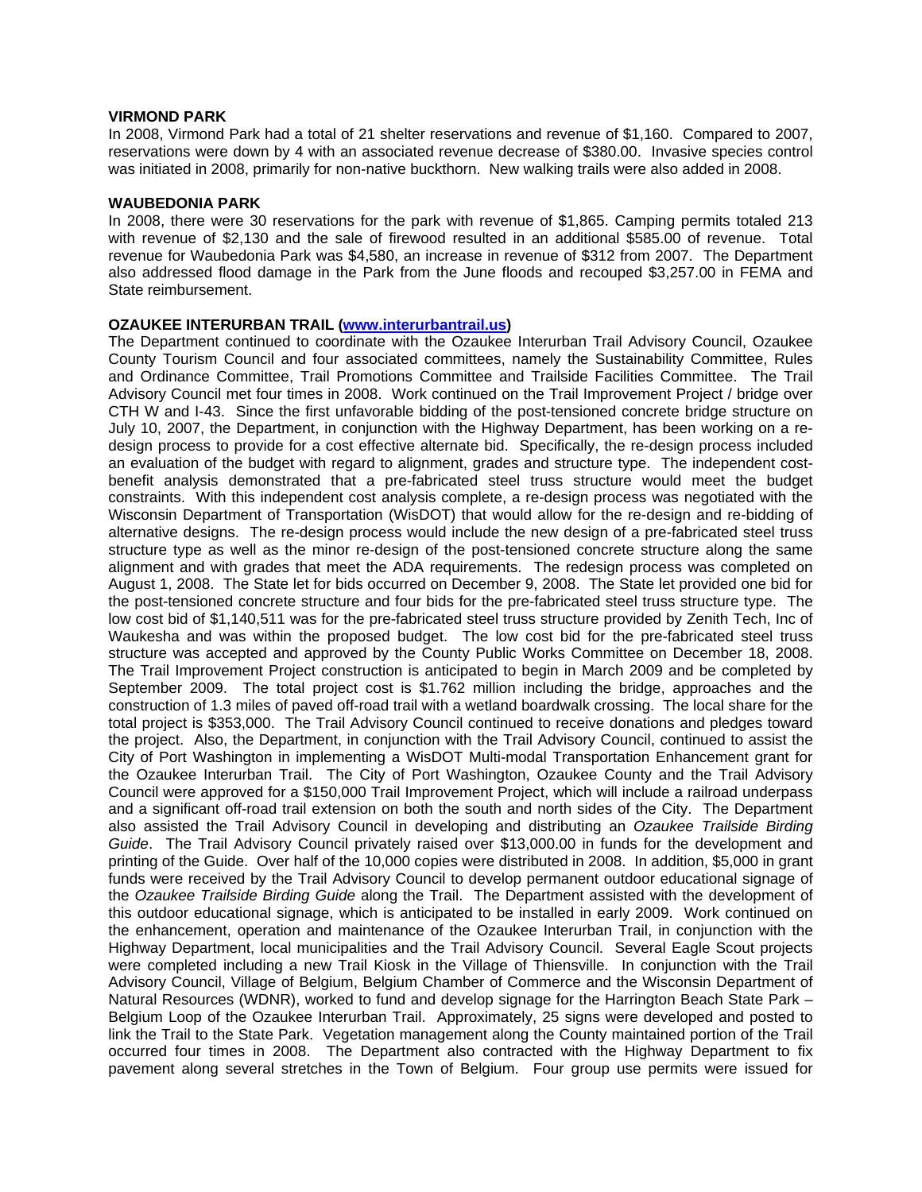### VIRMOND PARK

In 2008, Virmond Park had a total of 21 shelter reservations and revenue of $1,160. Compared to 2007, reservations were down by 4 with an associated revenue decrease of $380.00. Invasive species control was initiated in 2008, primarily for non-native buckthorn. New walking trails were also added in 2008.

### WAUBEDONIA PARK

In 2008, there were 30 reservations for the park with revenue of $1,865. Camping permits totaled 213 with revenue of $2,130 and the sale of firewood resulted in an additional $585.00 of revenue. Total revenue for Waubedonia Park was $4,580, an increase in revenue of $312 from 2007. The Department also addressed flood damage in the Park from the June floods and recouped $3,257.00 in FEMA and State reimbursement.

### OZAUKEE INTERURBAN TRAIL ([www.interurbantrail.us](www.interurbantrail.us))

The Department continued to coordinate with the Ozaukee Interurban Trail Advisory Council, Ozaukee County Tourism Council and four associated committees, namely the Sustainability Committee, Rules and Ordinance Committee, Trail Promotions Committee and Trailside Facilities Committee. The Trail Advisory Council met four times in 2008. Work continued on the Trail Improvement Project / bridge over CTH W and I-43. Since the first unfavorable bidding of the post-tensioned concrete bridge structure on July 10, 2007, the Department, in conjunction with the Highway Department, has been working on a re-design process to provide for a cost effective alternate bid. Specifically, the re-design process included an evaluation of the budget with regard to alignment, grades and structure type. The independent cost-benefit analysis demonstrated that a pre-fabricated steel truss structure would meet the budget constraints. With this independent cost analysis complete, a re-design process was negotiated with the Wisconsin Department of Transportation (WisDOT) that would allow for the re-design and re-bidding of alternative designs. The re-design process would include the new design of a pre-fabricated steel truss structure type as well as the minor re-design of the post-tensioned concrete structure along the same alignment and with grades that meet the ADA requirements. The redesign process was completed on August 1, 2008. The State let for bids occurred on December 9, 2008. The State let provided one bid for the post-tensioned concrete structure and four bids for the pre-fabricated steel truss structure type. The low cost bid of $1,140,511 was for the pre-fabricated steel truss structure provided by Zenith Tech, Inc of Waukesha and was within the proposed budget. The low cost bid for the pre-fabricated steel truss structure was accepted and approved by the County Public Works Committee on December 18, 2008. The Trail Improvement Project construction is anticipated to begin in March 2009 and be completed by September 2009. The total project cost is $1.762 million including the bridge, approaches and the construction of 1.3 miles of paved off-road trail with a wetland boardwalk crossing. The local share for the total project is $353,000. The Trail Advisory Council continued to receive donations and pledges toward the project. Also, the Department, in conjunction with the Trail Advisory Council, continued to assist the City of Port Washington in implementing a WisDOT Multi-modal Transportation Enhancement grant for the Ozaukee Interurban Trail. The City of Port Washington, Ozaukee County and the Trail Advisory Council were approved for a $150,000 Trail Improvement Project, which will include a railroad underpass and a significant off-road trail extension on both the south and north sides of the City. The Department also assisted the Trail Advisory Council in developing and distributing an *Ozaukee Trailside Birding Guide*. The Trail Advisory Council privately raised over $13,000.00 in funds for the development and printing of the Guide. Over half of the 10,000 copies were distributed in 2008. In addition, $5,000 in grant funds were received by the Trail Advisory Council to develop permanent outdoor educational signage of the *Ozaukee Trailside Birding Guide* along the Trail. The Department assisted with the development of this outdoor educational signage, which is anticipated to be installed in early 2009. Work continued on the enhancement, operation and maintenance of the Ozaukee Interurban Trail, in conjunction with the Highway Department, local municipalities and the Trail Advisory Council. Several Eagle Scout projects were completed including a new Trail Kiosk in the Village of Thiensville. In conjunction with the Trail Advisory Council, Village of Belgium, Belgium Chamber of Commerce and the Wisconsin Department of Natural Resources (WDNR), worked to fund and develop signage for the Harrington Beach State Park – Belgium Loop of the Ozaukee Interurban Trail. Approximately, 25 signs were developed and posted to link the Trail to the State Park. Vegetation management along the County maintained portion of the Trail occurred four times in 2008. The Department also contracted with the Highway Department to fix pavement along several stretches in the Town of Belgium. Four group use permits were issued for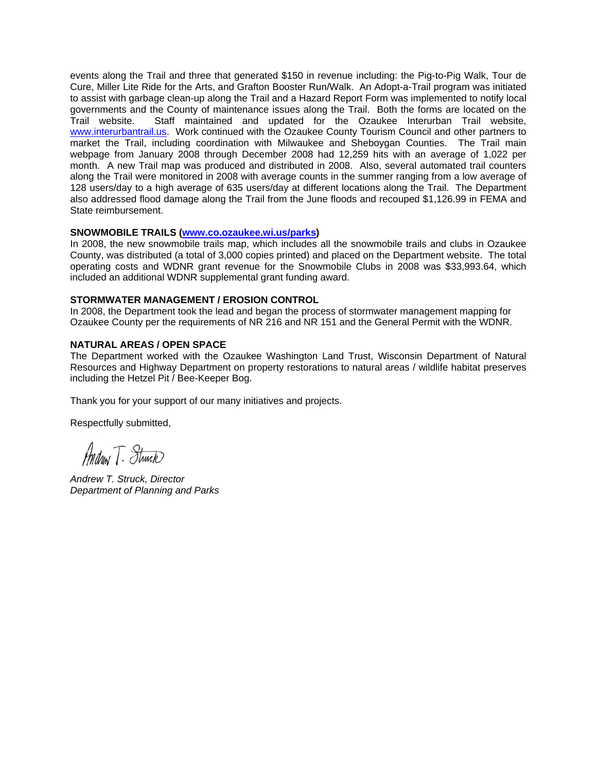events along the Trail and three that generated $150 in revenue including: the Pig-to-Pig Walk, Tour de Cure, Miller Lite Ride for the Arts, and Grafton Booster Run/Walk. An Adopt-a-Trail program was initiated to assist with garbage clean-up along the Trail and a Hazard Report Form was implemented to notify local governments and the County of maintenance issues along the Trail. Both the forms are located on the Trail website. Staff maintained and updated for the Ozaukee Interurban Trail website, www.interurbantrail.us. Work continued with the Ozaukee County Tourism Council and other partners to market the Trail, including coordination with Milwaukee and Sheboygan Counties. The Trail main webpage from January 2008 through December 2008 had 12,259 hits with an average of 1,022 per month. A new Trail map was produced and distributed in 2008. Also, several automated trail counters along the Trail were monitored in 2008 with average counts in the summer ranging from a low average of 128 users/day to a high average of 635 users/day at different locations along the Trail. The Department also addressed flood damage along the Trail from the June floods and recouped $1,126.99 in FEMA and State reimbursement.

**SNOWMOBILE TRAILS (www.co.ozaukee.wi.us/parks)**

In 2008, the new snowmobile trails map, which includes all the snowmobile trails and clubs in Ozaukee County, was distributed (a total of 3,000 copies printed) and placed on the Department website. The total operating costs and WDNR grant revenue for the Snowmobile Clubs in 2008 was $33,993.64, which included an additional WDNR supplemental grant funding award.

**STORMWATER MANAGEMENT / EROSION CONTROL**

In 2008, the Department took the lead and began the process of stormwater management mapping for Ozaukee County per the requirements of NR 216 and NR 151 and the General Permit with the WDNR.

**NATURAL AREAS / OPEN SPACE**

The Department worked with the Ozaukee Washington Land Trust, Wisconsin Department of Natural Resources and Highway Department on property restorations to natural areas / wildlife habitat preserves including the Hetzel Pit / Bee-Keeper Bog.

Thank you for your support of our many initiatives and projects.

Respectfully submitted,

Andrew T. Struck

*Andrew T. Struck, Director*
*Department of Planning and Parks*